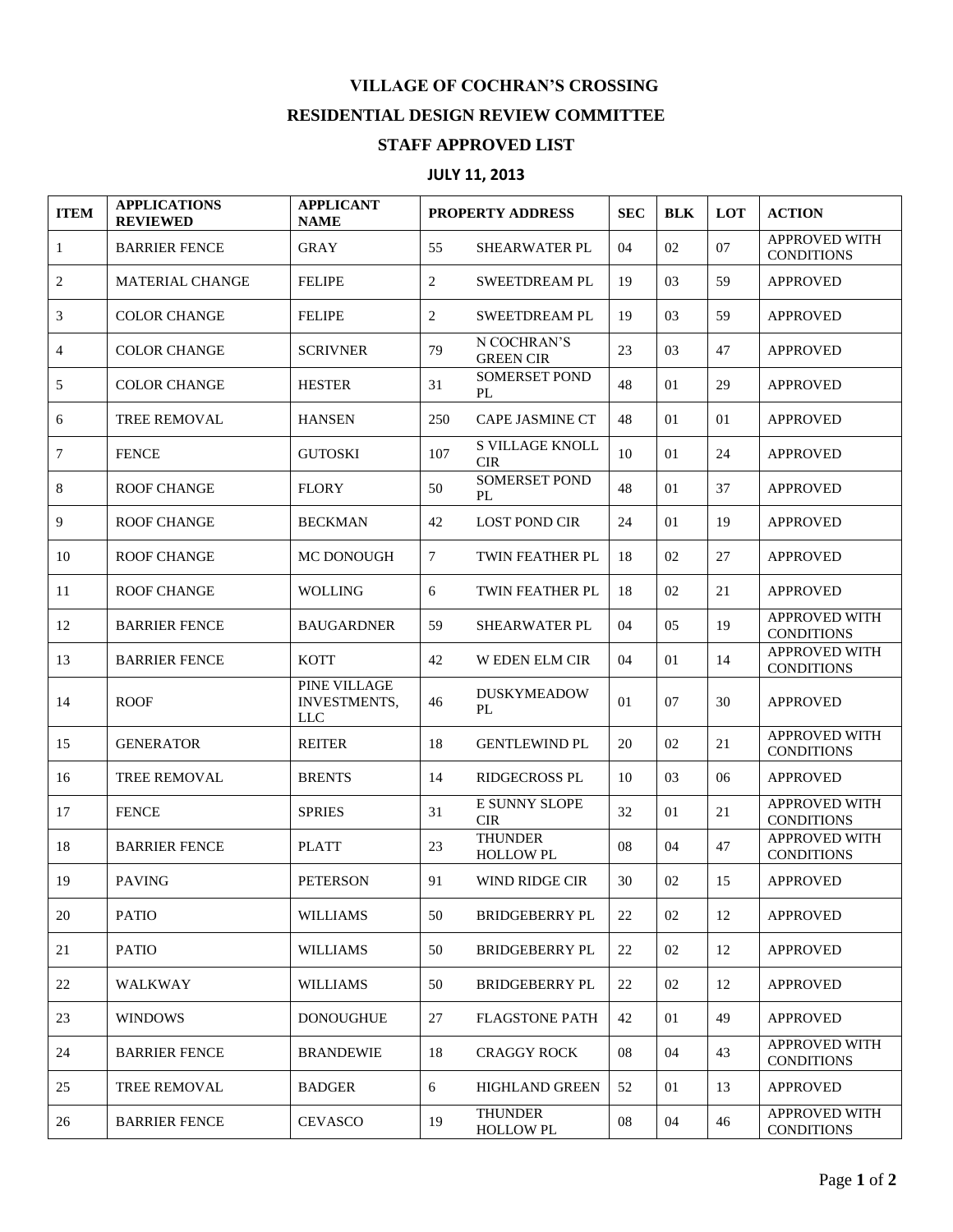# VILLAGE OF COCHRAN'S CROSSING

## RESIDENTIAL DESIGN REVIEW COMMITTEE

## STAFF APPROVED LIST

## JULY 11, 2013

| ITEM | APPLICATIONS REVIEWED | APPLICANT NAME | PROPERTY ADDRESS | | SEC | BLK | LOT | ACTION |
|---|---|---|---|---|---|---|---|---|
| 1 | BARRIER FENCE | GRAY | 55 | SHEARWATER PL | 04 | 02 | 07 | APPROVED WITH CONDITIONS |
| 2 | MATERIAL CHANGE | FELIPE | 2 | SWEETDREAM PL | 19 | 03 | 59 | APPROVED |
| 3 | COLOR CHANGE | FELIPE | 2 | SWEETDREAM PL | 19 | 03 | 59 | APPROVED |
| 4 | COLOR CHANGE | SCRIVNER | 79 | N COCHRAN'S GREEN CIR | 23 | 03 | 47 | APPROVED |
| 5 | COLOR CHANGE | HESTER | 31 | SOMERSET POND PL | 48 | 01 | 29 | APPROVED |
| 6 | TREE REMOVAL | HANSEN | 250 | CAPE JASMINE CT | 48 | 01 | 01 | APPROVED |
| 7 | FENCE | GUTOSKI | 107 | S VILLAGE KNOLL CIR | 10 | 01 | 24 | APPROVED |
| 8 | ROOF CHANGE | FLORY | 50 | SOMERSET POND PL | 48 | 01 | 37 | APPROVED |
| 9 | ROOF CHANGE | BECKMAN | 42 | LOST POND CIR | 24 | 01 | 19 | APPROVED |
| 10 | ROOF CHANGE | MC DONOUGH | 7 | TWIN FEATHER PL | 18 | 02 | 27 | APPROVED |
| 11 | ROOF CHANGE | WOLLING | 6 | TWIN FEATHER PL | 18 | 02 | 21 | APPROVED |
| 12 | BARRIER FENCE | BAUGARDNER | 59 | SHEARWATER PL | 04 | 05 | 19 | APPROVED WITH CONDITIONS |
| 13 | BARRIER FENCE | KOTT | 42 | W EDEN ELM CIR | 04 | 01 | 14 | APPROVED WITH CONDITIONS |
| 14 | ROOF | PINE VILLAGE INVESTMENTS, LLC | 46 | DUSKYMEADOW PL | 01 | 07 | 30 | APPROVED |
| 15 | GENERATOR | REITER | 18 | GENTLEWIND PL | 20 | 02 | 21 | APPROVED WITH CONDITIONS |
| 16 | TREE REMOVAL | BRENTS | 14 | RIDGECROSS PL | 10 | 03 | 06 | APPROVED |
| 17 | FENCE | SPRIES | 31 | E SUNNY SLOPE CIR | 32 | 01 | 21 | APPROVED WITH CONDITIONS |
| 18 | BARRIER FENCE | PLATT | 23 | THUNDER HOLLOW PL | 08 | 04 | 47 | APPROVED WITH CONDITIONS |
| 19 | PAVING | PETERSON | 91 | WIND RIDGE CIR | 30 | 02 | 15 | APPROVED |
| 20 | PATIO | WILLIAMS | 50 | BRIDGEBERRY PL | 22 | 02 | 12 | APPROVED |
| 21 | PATIO | WILLIAMS | 50 | BRIDGEBERRY PL | 22 | 02 | 12 | APPROVED |
| 22 | WALKWAY | WILLIAMS | 50 | BRIDGEBERRY PL | 22 | 02 | 12 | APPROVED |
| 23 | WINDOWS | DONOUGHUE | 27 | FLAGSTONE PATH | 42 | 01 | 49 | APPROVED |
| 24 | BARRIER FENCE | BRANDEWIE | 18 | CRAGGY ROCK | 08 | 04 | 43 | APPROVED WITH CONDITIONS |
| 25 | TREE REMOVAL | BADGER | 6 | HIGHLAND GREEN | 52 | 01 | 13 | APPROVED |
| 26 | BARRIER FENCE | CEVASCO | 19 | THUNDER HOLLOW PL | 08 | 04 | 46 | APPROVED WITH CONDITIONS |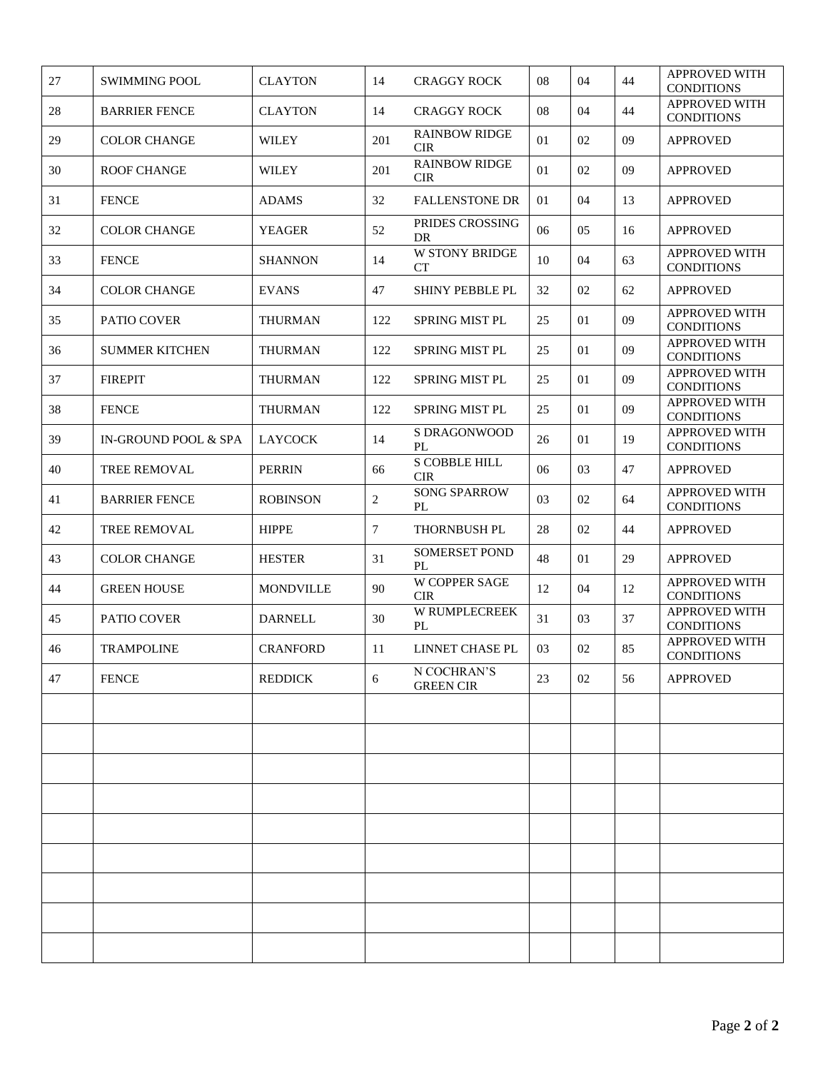| | | | | | | | | |
|---|---|---|---|---|---|---|---|---|
| 27 | SWIMMING POOL | CLAYTON | 14 | CRAGGY ROCK | 08 | 04 | 44 | APPROVED WITH CONDITIONS |
| 28 | BARRIER FENCE | CLAYTON | 14 | CRAGGY ROCK | 08 | 04 | 44 | APPROVED WITH CONDITIONS |
| 29 | COLOR CHANGE | WILEY | 201 | RAINBOW RIDGE CIR | 01 | 02 | 09 | APPROVED |
| 30 | ROOF CHANGE | WILEY | 201 | RAINBOW RIDGE CIR | 01 | 02 | 09 | APPROVED |
| 31 | FENCE | ADAMS | 32 | FALLENSTONE DR | 01 | 04 | 13 | APPROVED |
| 32 | COLOR CHANGE | YEAGER | 52 | PRIDES CROSSING DR | 06 | 05 | 16 | APPROVED |
| 33 | FENCE | SHANNON | 14 | W STONY BRIDGE CT | 10 | 04 | 63 | APPROVED WITH CONDITIONS |
| 34 | COLOR CHANGE | EVANS | 47 | SHINY PEBBLE PL | 32 | 02 | 62 | APPROVED |
| 35 | PATIO COVER | THURMAN | 122 | SPRING MIST PL | 25 | 01 | 09 | APPROVED WITH CONDITIONS |
| 36 | SUMMER KITCHEN | THURMAN | 122 | SPRING MIST PL | 25 | 01 | 09 | APPROVED WITH CONDITIONS |
| 37 | FIREPIT | THURMAN | 122 | SPRING MIST PL | 25 | 01 | 09 | APPROVED WITH CONDITIONS |
| 38 | FENCE | THURMAN | 122 | SPRING MIST PL | 25 | 01 | 09 | APPROVED WITH CONDITIONS |
| 39 | IN-GROUND POOL & SPA | LAYCOCK | 14 | S DRAGONWOOD PL | 26 | 01 | 19 | APPROVED WITH CONDITIONS |
| 40 | TREE REMOVAL | PERRIN | 66 | S COBBLE HILL CIR | 06 | 03 | 47 | APPROVED |
| 41 | BARRIER FENCE | ROBINSON | 2 | SONG SPARROW PL | 03 | 02 | 64 | APPROVED WITH CONDITIONS |
| 42 | TREE REMOVAL | HIPPE | 7 | THORNBUSH PL | 28 | 02 | 44 | APPROVED |
| 43 | COLOR CHANGE | HESTER | 31 | SOMERSET POND PL | 48 | 01 | 29 | APPROVED |
| 44 | GREEN HOUSE | MONDVILLE | 90 | W COPPER SAGE CIR | 12 | 04 | 12 | APPROVED WITH CONDITIONS |
| 45 | PATIO COVER | DARNELL | 30 | W RUMPLECREEK PL | 31 | 03 | 37 | APPROVED WITH CONDITIONS |
| 46 | TRAMPOLINE | CRANFORD | 11 | LINNET CHASE PL | 03 | 02 | 85 | APPROVED WITH CONDITIONS |
| 47 | FENCE | REDDICK | 6 | N COCHRAN'S GREEN CIR | 23 | 02 | 56 | APPROVED |
| | | | | | | | | |
| | | | | | | | | |
| | | | | | | | | |
| | | | | | | | | |
| | | | | | | | | |
| | | | | | | | | |
| | | | | | | | | |
| | | | | | | | | |
| | | | | | | | | |